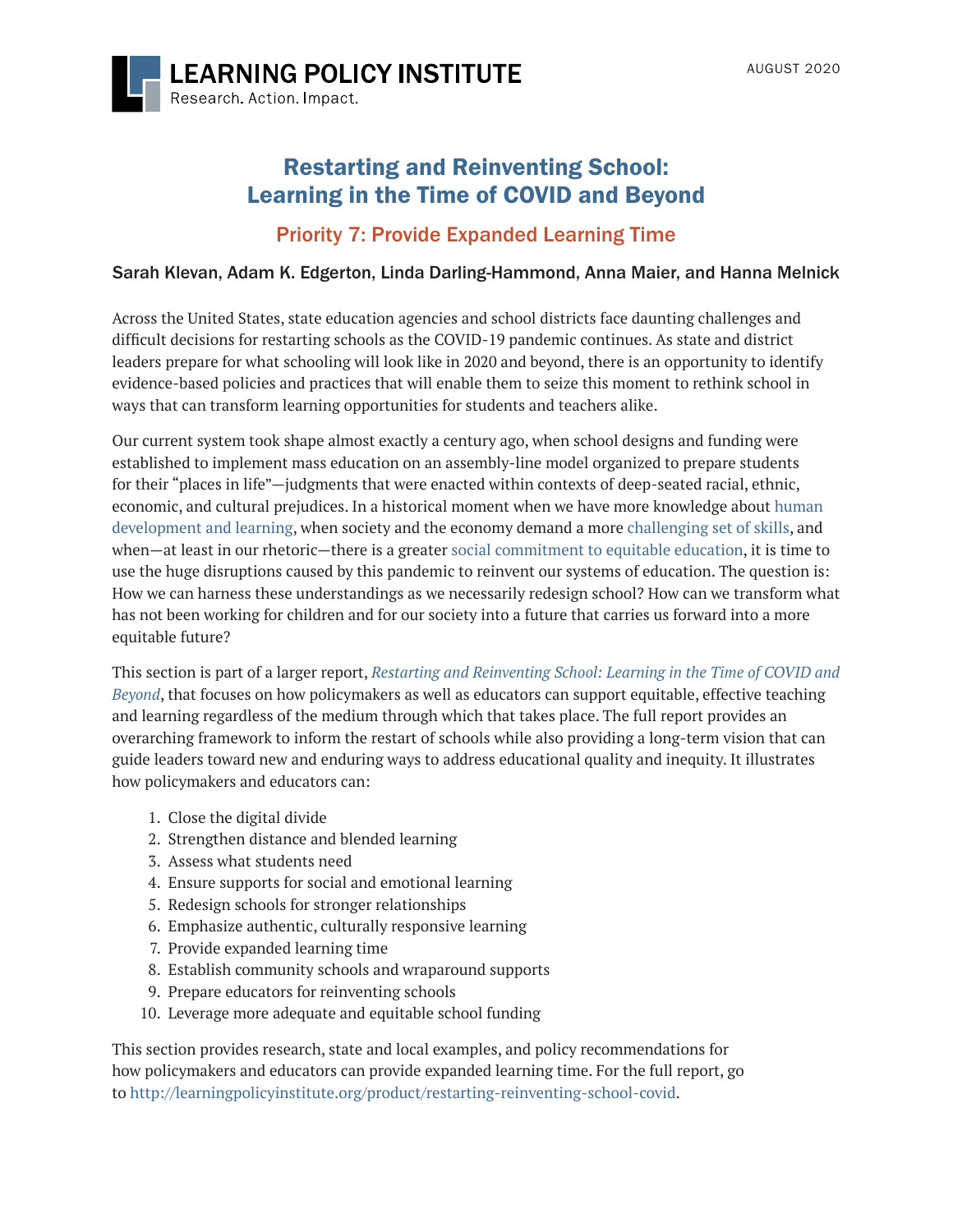LEARNING POLICY INSTITUTE
Research. Action. Impact.

AUGUST 2020

# Restarting and Reinventing School: Learning in the Time of COVID and Beyond

## Priority 7: Provide Expanded Learning Time

**Sarah Klevan, Adam K. Edgerton, Linda Darling-Hammond, Anna Maier, and Hanna Melnick**

Across the United States, state education agencies and school districts face daunting challenges and difficult decisions for restarting schools as the COVID-19 pandemic continues. As state and district leaders prepare for what schooling will look like in 2020 and beyond, there is an opportunity to identify evidence-based policies and practices that will enable them to seize this moment to rethink school in ways that can transform learning opportunities for students and teachers alike.

Our current system took shape almost exactly a century ago, when school designs and funding were established to implement mass education on an assembly-line model organized to prepare students for their "places in life"—judgments that were enacted within contexts of deep-seated racial, ethnic, economic, and cultural prejudices. In a historical moment when we have more knowledge about human development and learning, when society and the economy demand a more challenging set of skills, and when—at least in our rhetoric—there is a greater social commitment to equitable education, it is time to use the huge disruptions caused by this pandemic to reinvent our systems of education. The question is: How we can harness these understandings as we necessarily redesign school? How can we transform what has not been working for children and for our society into a future that carries us forward into a more equitable future?

This section is part of a larger report, *Restarting and Reinventing School: Learning in the Time of COVID and Beyond*, that focuses on how policymakers as well as educators can support equitable, effective teaching and learning regardless of the medium through which that takes place. The full report provides an overarching framework to inform the restart of schools while also providing a long-term vision that can guide leaders toward new and enduring ways to address educational quality and inequity. It illustrates how policymakers and educators can:

1. Close the digital divide
2. Strengthen distance and blended learning
3. Assess what students need
4. Ensure supports for social and emotional learning
5. Redesign schools for stronger relationships
6. Emphasize authentic, culturally responsive learning
7. Provide expanded learning time
8. Establish community schools and wraparound supports
9. Prepare educators for reinventing schools
10. Leverage more adequate and equitable school funding

This section provides research, state and local examples, and policy recommendations for how policymakers and educators can provide expanded learning time. For the full report, go to http://learningpolicyinstitute.org/product/restarting-reinventing-school-covid.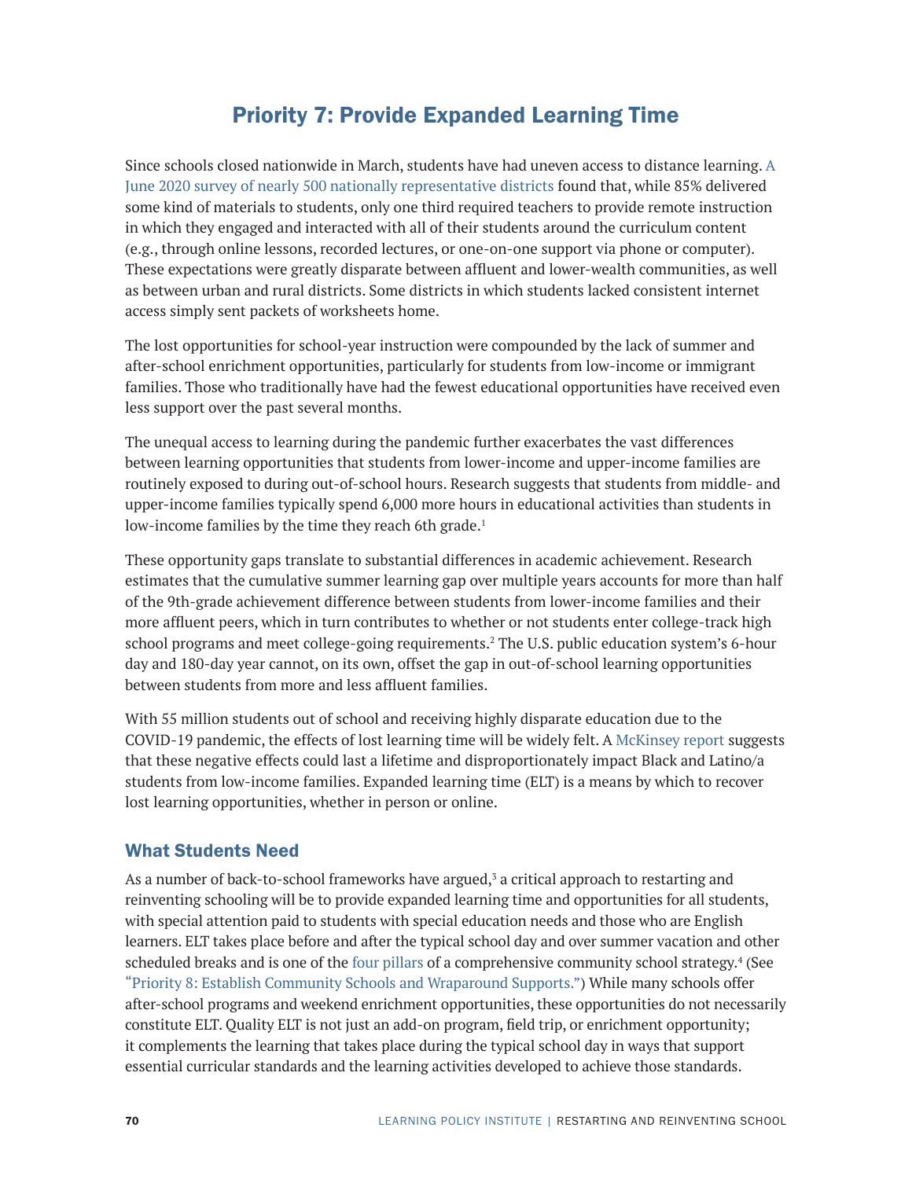# Priority 7: Provide Expanded Learning Time

Since schools closed nationwide in March, students have had uneven access to distance learning. A June 2020 survey of nearly 500 nationally representative districts found that, while 85% delivered some kind of materials to students, only one third required teachers to provide remote instruction in which they engaged and interacted with all of their students around the curriculum content (e.g., through online lessons, recorded lectures, or one-on-one support via phone or computer). These expectations were greatly disparate between affluent and lower-wealth communities, as well as between urban and rural districts. Some districts in which students lacked consistent internet access simply sent packets of worksheets home.

The lost opportunities for school-year instruction were compounded by the lack of summer and after-school enrichment opportunities, particularly for students from low-income or immigrant families. Those who traditionally have had the fewest educational opportunities have received even less support over the past several months.

The unequal access to learning during the pandemic further exacerbates the vast differences between learning opportunities that students from lower-income and upper-income families are routinely exposed to during out-of-school hours. Research suggests that students from middle- and upper-income families typically spend 6,000 more hours in educational activities than students in low-income families by the time they reach 6th grade.[1]

These opportunity gaps translate to substantial differences in academic achievement. Research estimates that the cumulative summer learning gap over multiple years accounts for more than half of the 9th-grade achievement difference between students from lower-income families and their more affluent peers, which in turn contributes to whether or not students enter college-track high school programs and meet college-going requirements.[2] The U.S. public education system's 6-hour day and 180-day year cannot, on its own, offset the gap in out-of-school learning opportunities between students from more and less affluent families.

With 55 million students out of school and receiving highly disparate education due to the COVID-19 pandemic, the effects of lost learning time will be widely felt. A McKinsey report suggests that these negative effects could last a lifetime and disproportionately impact Black and Latino/a students from low-income families. Expanded learning time (ELT) is a means by which to recover lost learning opportunities, whether in person or online.

## What Students Need

As a number of back-to-school frameworks have argued,[3] a critical approach to restarting and reinventing schooling will be to provide expanded learning time and opportunities for all students, with special attention paid to students with special education needs and those who are English learners. ELT takes place before and after the typical school day and over summer vacation and other scheduled breaks and is one of the four pillars of a comprehensive community school strategy.[4] (See "Priority 8: Establish Community Schools and Wraparound Supports.") While many schools offer after-school programs and weekend enrichment opportunities, these opportunities do not necessarily constitute ELT. Quality ELT is not just an add-on program, field trip, or enrichment opportunity; it complements the learning that takes place during the typical school day in ways that support essential curricular standards and the learning activities developed to achieve those standards.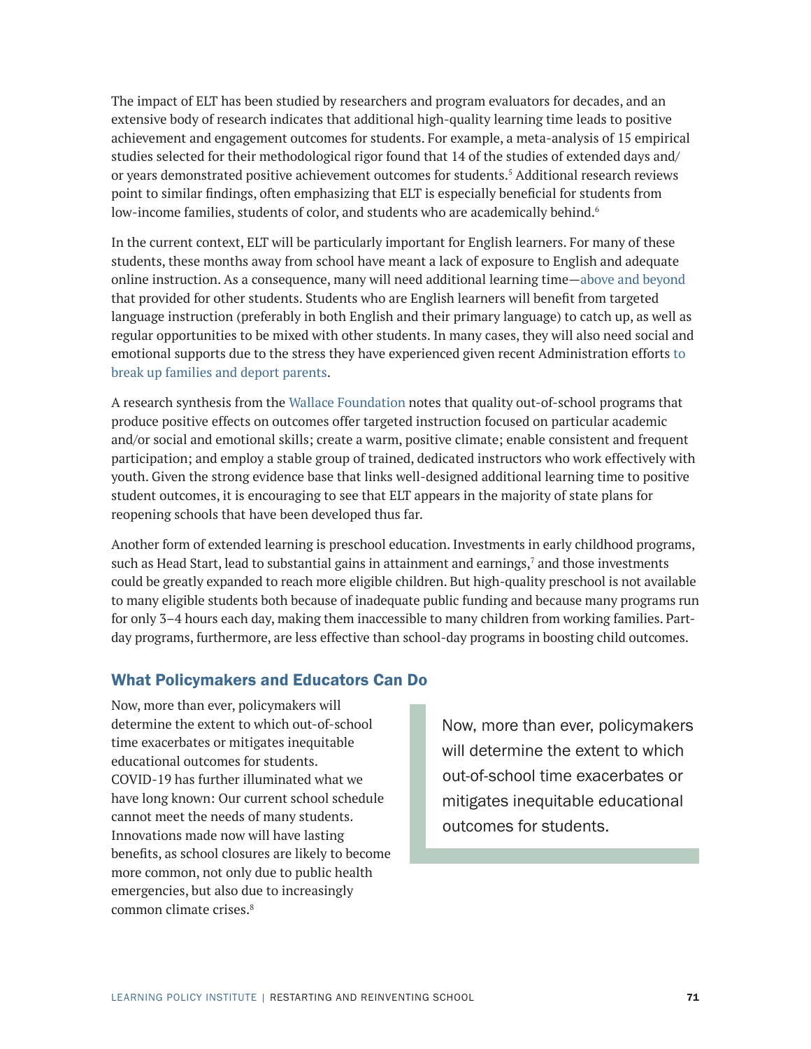The impact of ELT has been studied by researchers and program evaluators for decades, and an extensive body of research indicates that additional high-quality learning time leads to positive achievement and engagement outcomes for students. For example, a meta-analysis of 15 empirical studies selected for their methodological rigor found that 14 of the studies of extended days and/or years demonstrated positive achievement outcomes for students.[5] Additional research reviews point to similar findings, often emphasizing that ELT is especially beneficial for students from low-income families, students of color, and students who are academically behind.[6]

In the current context, ELT will be particularly important for English learners. For many of these students, these months away from school have meant a lack of exposure to English and adequate online instruction. As a consequence, many will need additional learning time—above and beyond that provided for other students. Students who are English learners will benefit from targeted language instruction (preferably in both English and their primary language) to catch up, as well as regular opportunities to be mixed with other students. In many cases, they will also need social and emotional supports due to the stress they have experienced given recent Administration efforts to break up families and deport parents.

A research synthesis from the Wallace Foundation notes that quality out-of-school programs that produce positive effects on outcomes offer targeted instruction focused on particular academic and/or social and emotional skills; create a warm, positive climate; enable consistent and frequent participation; and employ a stable group of trained, dedicated instructors who work effectively with youth. Given the strong evidence base that links well-designed additional learning time to positive student outcomes, it is encouraging to see that ELT appears in the majority of state plans for reopening schools that have been developed thus far.

Another form of extended learning is preschool education. Investments in early childhood programs, such as Head Start, lead to substantial gains in attainment and earnings,[7] and those investments could be greatly expanded to reach more eligible children. But high-quality preschool is not available to many eligible students both because of inadequate public funding and because many programs run for only 3–4 hours each day, making them inaccessible to many children from working families. Part-day programs, furthermore, are less effective than school-day programs in boosting child outcomes.

## What Policymakers and Educators Can Do

Now, more than ever, policymakers will determine the extent to which out-of-school time exacerbates or mitigates inequitable educational outcomes for students. COVID-19 has further illuminated what we have long known: Our current school schedule cannot meet the needs of many students. Innovations made now will have lasting benefits, as school closures are likely to become more common, not only due to public health emergencies, but also due to increasingly common climate crises.[8]

> Now, more than ever, policymakers will determine the extent to which out-of-school time exacerbates or mitigates inequitable educational outcomes for students.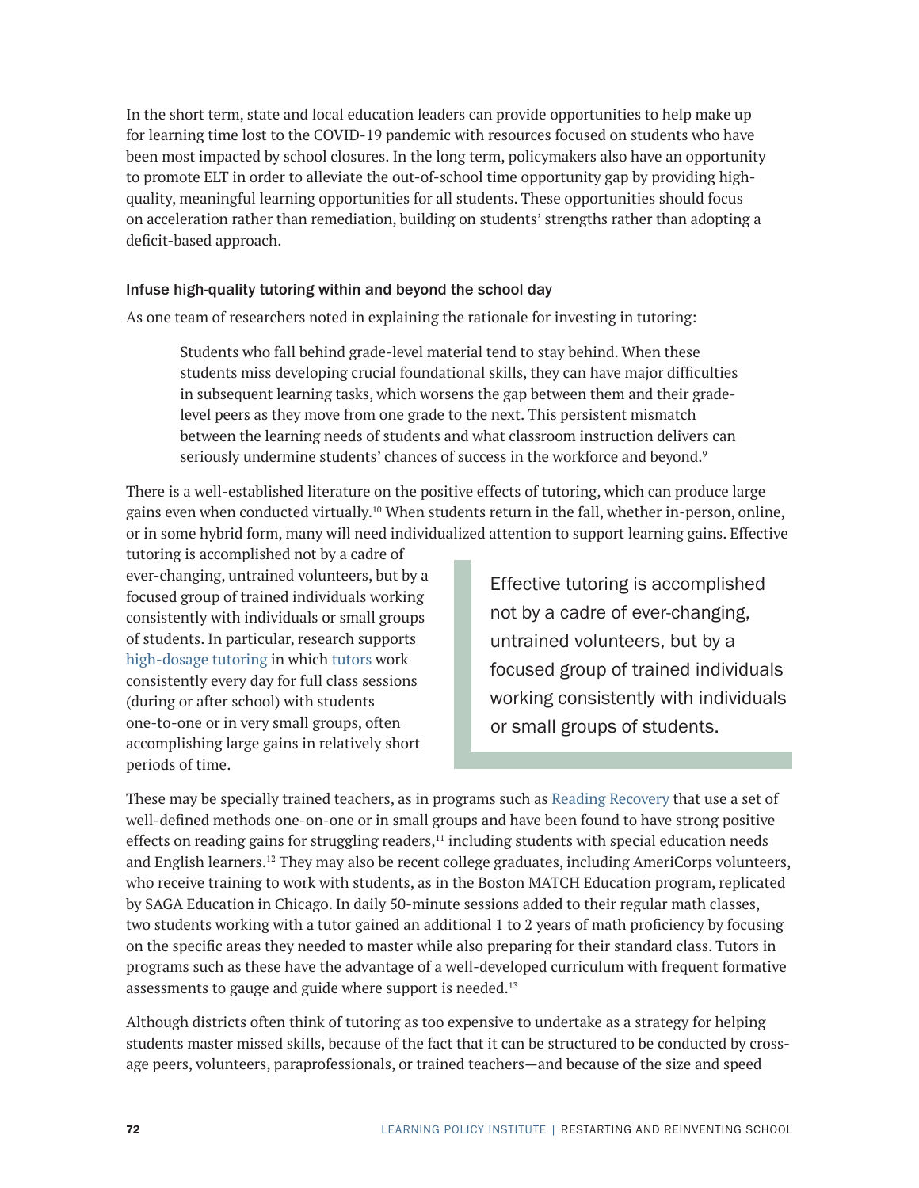In the short term, state and local education leaders can provide opportunities to help make up for learning time lost to the COVID-19 pandemic with resources focused on students who have been most impacted by school closures. In the long term, policymakers also have an opportunity to promote ELT in order to alleviate the out-of-school time opportunity gap by providing high-quality, meaningful learning opportunities for all students. These opportunities should focus on acceleration rather than remediation, building on students' strengths rather than adopting a deficit-based approach.

### Infuse high-quality tutoring within and beyond the school day

As one team of researchers noted in explaining the rationale for investing in tutoring:

> Students who fall behind grade-level material tend to stay behind. When these students miss developing crucial foundational skills, they can have major difficulties in subsequent learning tasks, which worsens the gap between them and their grade-level peers as they move from one grade to the next. This persistent mismatch between the learning needs of students and what classroom instruction delivers can seriously undermine students' chances of success in the workforce and beyond.[9]

There is a well-established literature on the positive effects of tutoring, which can produce large gains even when conducted virtually.[10] When students return in the fall, whether in-person, online, or in some hybrid form, many will need individualized attention to support learning gains. Effective tutoring is accomplished not by a cadre of ever-changing, untrained volunteers, but by a focused group of trained individuals working consistently with individuals or small groups of students. In particular, research supports high-dosage tutoring in which tutors work consistently every day for full class sessions (during or after school) with students one-to-one or in very small groups, often accomplishing large gains in relatively short periods of time.

> Effective tutoring is accomplished not by a cadre of ever-changing, untrained volunteers, but by a focused group of trained individuals working consistently with individuals or small groups of students.

These may be specially trained teachers, as in programs such as Reading Recovery that use a set of well-defined methods one-on-one or in small groups and have been found to have strong positive effects on reading gains for struggling readers,[11] including students with special education needs and English learners.[12] They may also be recent college graduates, including AmeriCorps volunteers, who receive training to work with students, as in the Boston MATCH Education program, replicated by SAGA Education in Chicago. In daily 50-minute sessions added to their regular math classes, two students working with a tutor gained an additional 1 to 2 years of math proficiency by focusing on the specific areas they needed to master while also preparing for their standard class. Tutors in programs such as these have the advantage of a well-developed curriculum with frequent formative assessments to gauge and guide where support is needed.[13]

Although districts often think of tutoring as too expensive to undertake as a strategy for helping students master missed skills, because of the fact that it can be structured to be conducted by cross-age peers, volunteers, paraprofessionals, or trained teachers—and because of the size and speed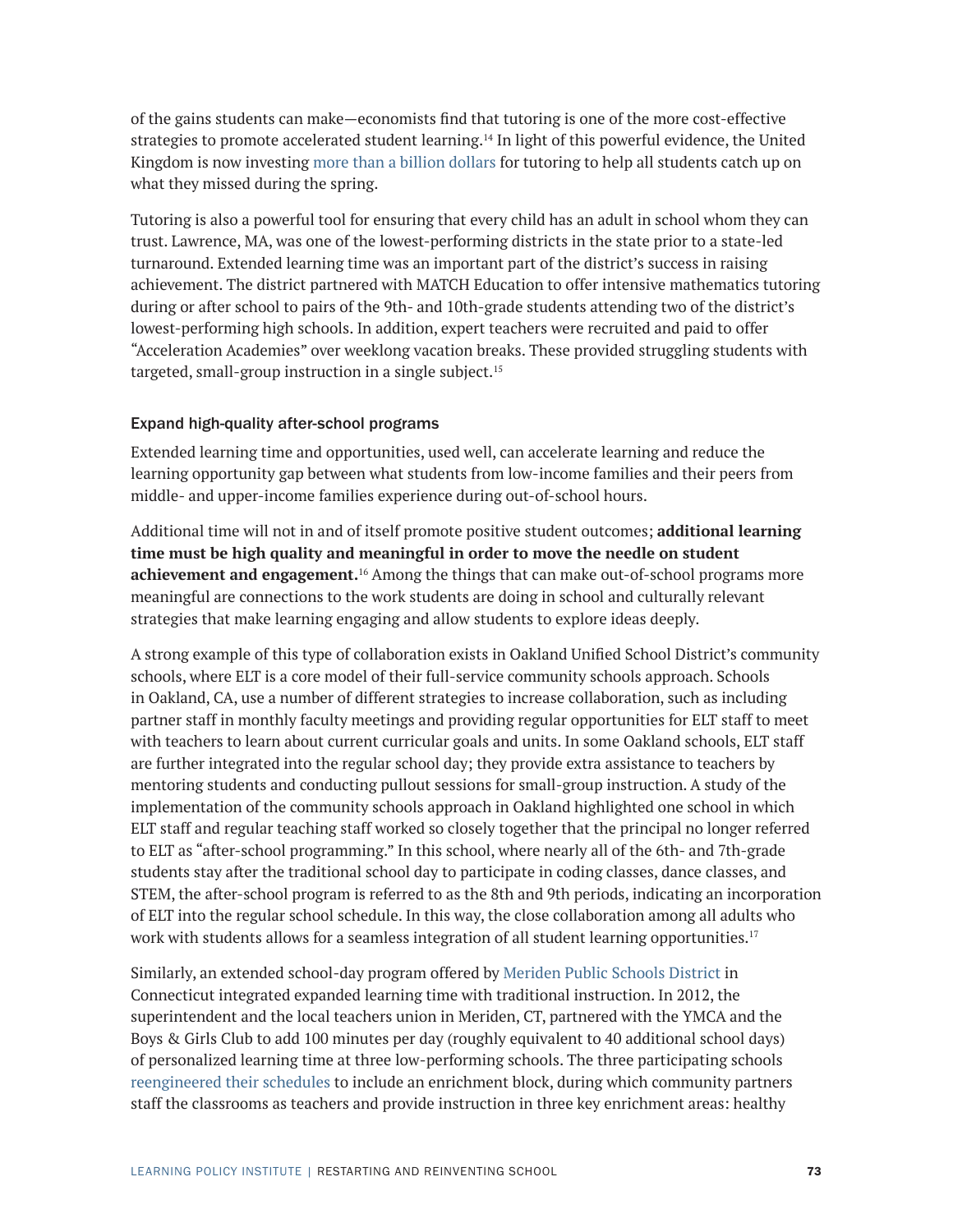of the gains students can make—economists find that tutoring is one of the more cost-effective strategies to promote accelerated student learning.[14] In light of this powerful evidence, the United Kingdom is now investing more than a billion dollars for tutoring to help all students catch up on what they missed during the spring.

Tutoring is also a powerful tool for ensuring that every child has an adult in school whom they can trust. Lawrence, MA, was one of the lowest-performing districts in the state prior to a state-led turnaround. Extended learning time was an important part of the district's success in raising achievement. The district partnered with MATCH Education to offer intensive mathematics tutoring during or after school to pairs of the 9th- and 10th-grade students attending two of the district's lowest-performing high schools. In addition, expert teachers were recruited and paid to offer "Acceleration Academies" over weeklong vacation breaks. These provided struggling students with targeted, small-group instruction in a single subject.[15]

### Expand high-quality after-school programs

Extended learning time and opportunities, used well, can accelerate learning and reduce the learning opportunity gap between what students from low-income families and their peers from middle- and upper-income families experience during out-of-school hours.

Additional time will not in and of itself promote positive student outcomes; **additional learning time must be high quality and meaningful in order to move the needle on student achievement and engagement.**[16] Among the things that can make out-of-school programs more meaningful are connections to the work students are doing in school and culturally relevant strategies that make learning engaging and allow students to explore ideas deeply.

A strong example of this type of collaboration exists in Oakland Unified School District's community schools, where ELT is a core model of their full-service community schools approach. Schools in Oakland, CA, use a number of different strategies to increase collaboration, such as including partner staff in monthly faculty meetings and providing regular opportunities for ELT staff to meet with teachers to learn about current curricular goals and units. In some Oakland schools, ELT staff are further integrated into the regular school day; they provide extra assistance to teachers by mentoring students and conducting pullout sessions for small-group instruction. A study of the implementation of the community schools approach in Oakland highlighted one school in which ELT staff and regular teaching staff worked so closely together that the principal no longer referred to ELT as "after-school programming." In this school, where nearly all of the 6th- and 7th-grade students stay after the traditional school day to participate in coding classes, dance classes, and STEM, the after-school program is referred to as the 8th and 9th periods, indicating an incorporation of ELT into the regular school schedule. In this way, the close collaboration among all adults who work with students allows for a seamless integration of all student learning opportunities.[17]

Similarly, an extended school-day program offered by Meriden Public Schools District in Connecticut integrated expanded learning time with traditional instruction. In 2012, the superintendent and the local teachers union in Meriden, CT, partnered with the YMCA and the Boys & Girls Club to add 100 minutes per day (roughly equivalent to 40 additional school days) of personalized learning time at three low-performing schools. The three participating schools reengineered their schedules to include an enrichment block, during which community partners staff the classrooms as teachers and provide instruction in three key enrichment areas: healthy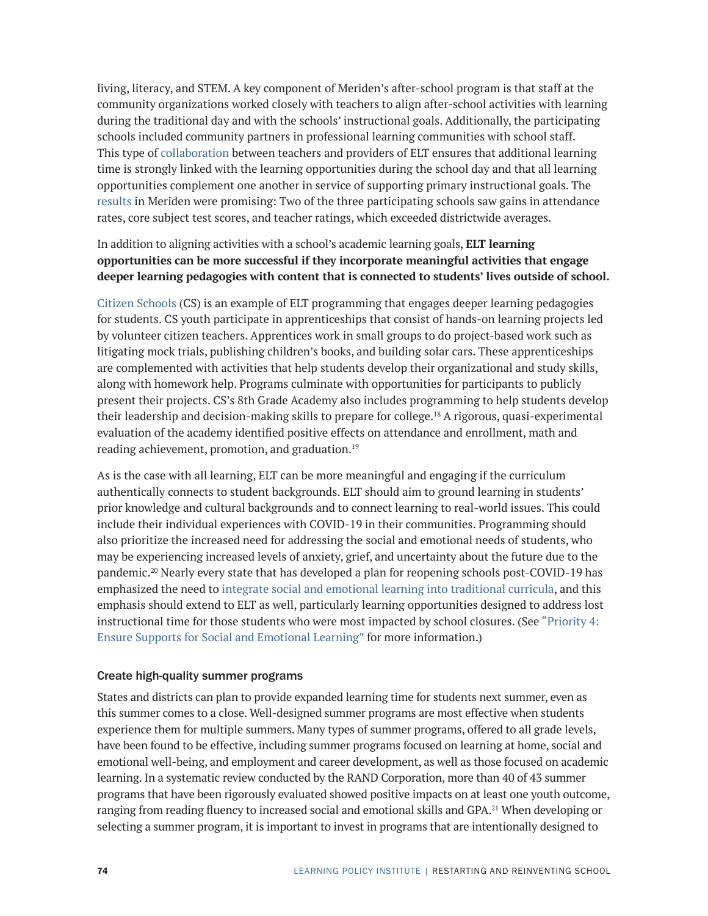living, literacy, and STEM. A key component of Meriden's after-school program is that staff at the community organizations worked closely with teachers to align after-school activities with learning during the traditional day and with the schools' instructional goals. Additionally, the participating schools included community partners in professional learning communities with school staff. This type of collaboration between teachers and providers of ELT ensures that additional learning time is strongly linked with the learning opportunities during the school day and that all learning opportunities complement one another in service of supporting primary instructional goals. The results in Meriden were promising: Two of the three participating schools saw gains in attendance rates, core subject test scores, and teacher ratings, which exceeded districtwide averages.

In addition to aligning activities with a school's academic learning goals, **ELT learning opportunities can be more successful if they incorporate meaningful activities that engage deeper learning pedagogies with content that is connected to students' lives outside of school.**

Citizen Schools (CS) is an example of ELT programming that engages deeper learning pedagogies for students. CS youth participate in apprenticeships that consist of hands-on learning projects led by volunteer citizen teachers. Apprentices work in small groups to do project-based work such as litigating mock trials, publishing children's books, and building solar cars. These apprenticeships are complemented with activities that help students develop their organizational and study skills, along with homework help. Programs culminate with opportunities for participants to publicly present their projects. CS's 8th Grade Academy also includes programming to help students develop their leadership and decision-making skills to prepare for college.[18] A rigorous, quasi-experimental evaluation of the academy identified positive effects on attendance and enrollment, math and reading achievement, promotion, and graduation.[19]

As is the case with all learning, ELT can be more meaningful and engaging if the curriculum authentically connects to student backgrounds. ELT should aim to ground learning in students' prior knowledge and cultural backgrounds and to connect learning to real-world issues. This could include their individual experiences with COVID-19 in their communities. Programming should also prioritize the increased need for addressing the social and emotional needs of students, who may be experiencing increased levels of anxiety, grief, and uncertainty about the future due to the pandemic.[20] Nearly every state that has developed a plan for reopening schools post-COVID-19 has emphasized the need to integrate social and emotional learning into traditional curricula, and this emphasis should extend to ELT as well, particularly learning opportunities designed to address lost instructional time for those students who were most impacted by school closures. (See "Priority 4: Ensure Supports for Social and Emotional Learning" for more information.)

### Create high-quality summer programs

States and districts can plan to provide expanded learning time for students next summer, even as this summer comes to a close. Well-designed summer programs are most effective when students experience them for multiple summers. Many types of summer programs, offered to all grade levels, have been found to be effective, including summer programs focused on learning at home, social and emotional well-being, and employment and career development, as well as those focused on academic learning. In a systematic review conducted by the RAND Corporation, more than 40 of 43 summer programs that have been rigorously evaluated showed positive impacts on at least one youth outcome, ranging from reading fluency to increased social and emotional skills and GPA.[21] When developing or selecting a summer program, it is important to invest in programs that are intentionally designed to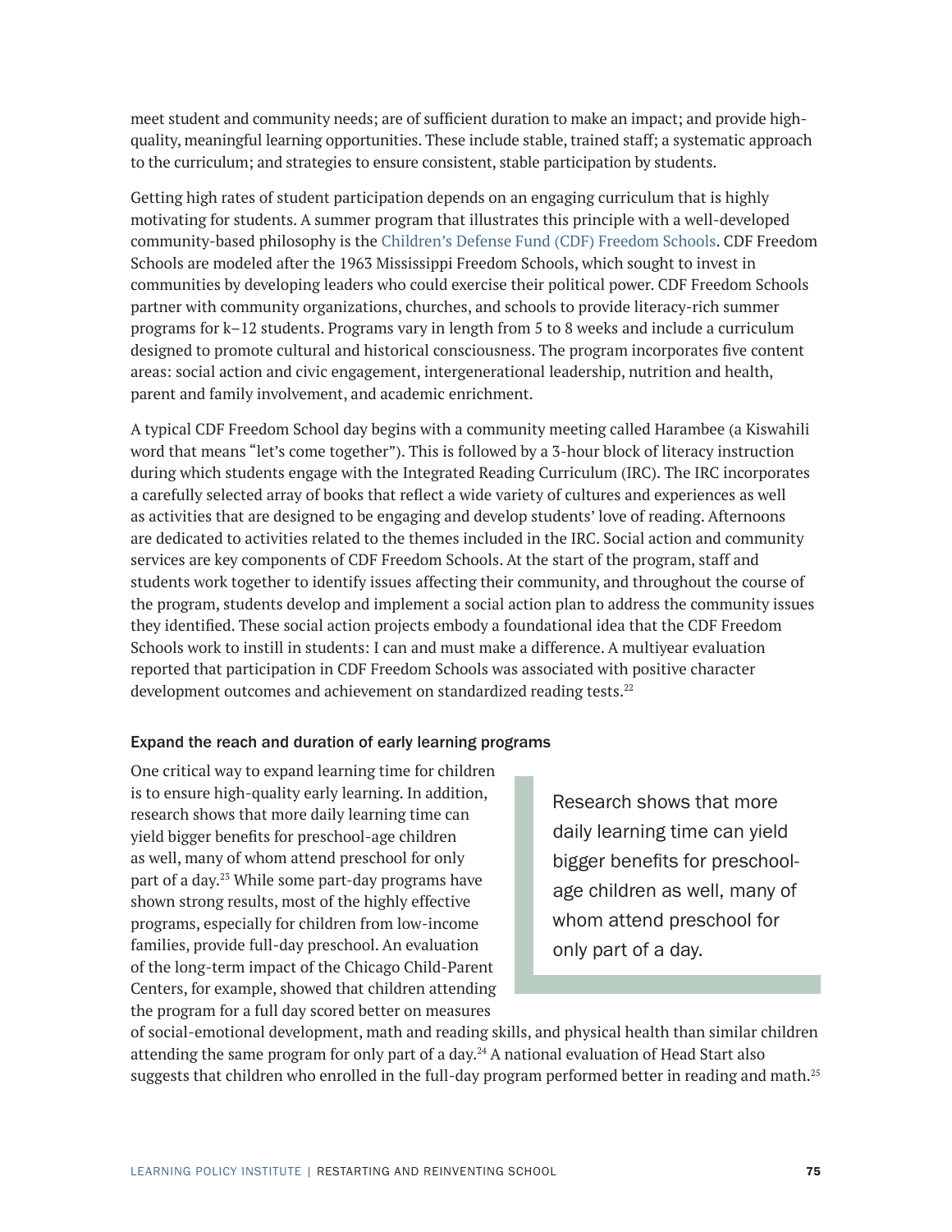meet student and community needs; are of sufficient duration to make an impact; and provide high-quality, meaningful learning opportunities. These include stable, trained staff; a systematic approach to the curriculum; and strategies to ensure consistent, stable participation by students.

Getting high rates of student participation depends on an engaging curriculum that is highly motivating for students. A summer program that illustrates this principle with a well-developed community-based philosophy is the Children's Defense Fund (CDF) Freedom Schools. CDF Freedom Schools are modeled after the 1963 Mississippi Freedom Schools, which sought to invest in communities by developing leaders who could exercise their political power. CDF Freedom Schools partner with community organizations, churches, and schools to provide literacy-rich summer programs for k–12 students. Programs vary in length from 5 to 8 weeks and include a curriculum designed to promote cultural and historical consciousness. The program incorporates five content areas: social action and civic engagement, intergenerational leadership, nutrition and health, parent and family involvement, and academic enrichment.

A typical CDF Freedom School day begins with a community meeting called Harambee (a Kiswahili word that means "let's come together"). This is followed by a 3-hour block of literacy instruction during which students engage with the Integrated Reading Curriculum (IRC). The IRC incorporates a carefully selected array of books that reflect a wide variety of cultures and experiences as well as activities that are designed to be engaging and develop students' love of reading. Afternoons are dedicated to activities related to the themes included in the IRC. Social action and community services are key components of CDF Freedom Schools. At the start of the program, staff and students work together to identify issues affecting their community, and throughout the course of the program, students develop and implement a social action plan to address the community issues they identified. These social action projects embody a foundational idea that the CDF Freedom Schools work to instill in students: I can and must make a difference. A multiyear evaluation reported that participation in CDF Freedom Schools was associated with positive character development outcomes and achievement on standardized reading tests.[22]

#### Expand the reach and duration of early learning programs

One critical way to expand learning time for children is to ensure high-quality early learning. In addition, research shows that more daily learning time can yield bigger benefits for preschool-age children as well, many of whom attend preschool for only part of a day.[23] While some part-day programs have shown strong results, most of the highly effective programs, especially for children from low-income families, provide full-day preschool. An evaluation of the long-term impact of the Chicago Child-Parent Centers, for example, showed that children attending the program for a full day scored better on measures of social-emotional development, math and reading skills, and physical health than similar children attending the same program for only part of a day.[24] A national evaluation of Head Start also suggests that children who enrolled in the full-day program performed better in reading and math.[25]

> Research shows that more daily learning time can yield bigger benefits for preschool-age children as well, many of whom attend preschool for only part of a day.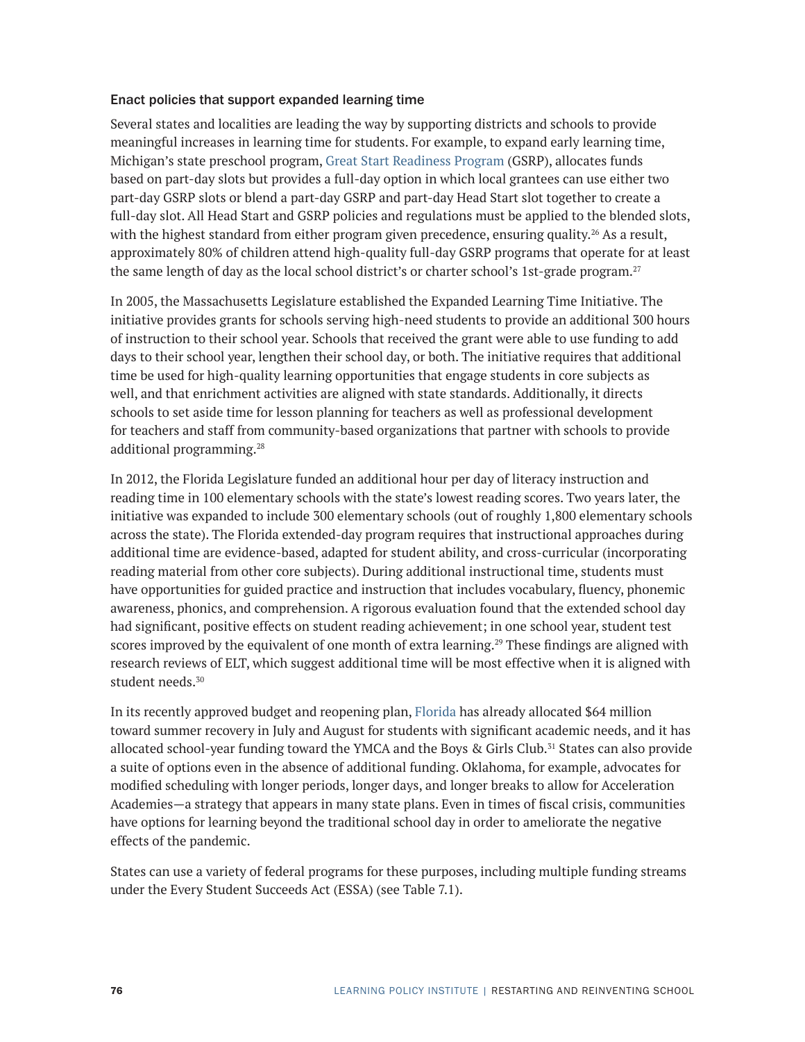### Enact policies that support expanded learning time

Several states and localities are leading the way by supporting districts and schools to provide meaningful increases in learning time for students. For example, to expand early learning time, Michigan's state preschool program, Great Start Readiness Program (GSRP), allocates funds based on part-day slots but provides a full-day option in which local grantees can use either two part-day GSRP slots or blend a part-day GSRP and part-day Head Start slot together to create a full-day slot. All Head Start and GSRP policies and regulations must be applied to the blended slots, with the highest standard from either program given precedence, ensuring quality.[26] As a result, approximately 80% of children attend high-quality full-day GSRP programs that operate for at least the same length of day as the local school district's or charter school's 1st-grade program.[27]

In 2005, the Massachusetts Legislature established the Expanded Learning Time Initiative. The initiative provides grants for schools serving high-need students to provide an additional 300 hours of instruction to their school year. Schools that received the grant were able to use funding to add days to their school year, lengthen their school day, or both. The initiative requires that additional time be used for high-quality learning opportunities that engage students in core subjects as well, and that enrichment activities are aligned with state standards. Additionally, it directs schools to set aside time for lesson planning for teachers as well as professional development for teachers and staff from community-based organizations that partner with schools to provide additional programming.[28]

In 2012, the Florida Legislature funded an additional hour per day of literacy instruction and reading time in 100 elementary schools with the state's lowest reading scores. Two years later, the initiative was expanded to include 300 elementary schools (out of roughly 1,800 elementary schools across the state). The Florida extended-day program requires that instructional approaches during additional time are evidence-based, adapted for student ability, and cross-curricular (incorporating reading material from other core subjects). During additional instructional time, students must have opportunities for guided practice and instruction that includes vocabulary, fluency, phonemic awareness, phonics, and comprehension. A rigorous evaluation found that the extended school day had significant, positive effects on student reading achievement; in one school year, student test scores improved by the equivalent of one month of extra learning.[29] These findings are aligned with research reviews of ELT, which suggest additional time will be most effective when it is aligned with student needs.[30]

In its recently approved budget and reopening plan, Florida has already allocated $64 million toward summer recovery in July and August for students with significant academic needs, and it has allocated school-year funding toward the YMCA and the Boys & Girls Club.[31] States can also provide a suite of options even in the absence of additional funding. Oklahoma, for example, advocates for modified scheduling with longer periods, longer days, and longer breaks to allow for Acceleration Academies—a strategy that appears in many state plans. Even in times of fiscal crisis, communities have options for learning beyond the traditional school day in order to ameliorate the negative effects of the pandemic.

States can use a variety of federal programs for these purposes, including multiple funding streams under the Every Student Succeeds Act (ESSA) (see Table 7.1).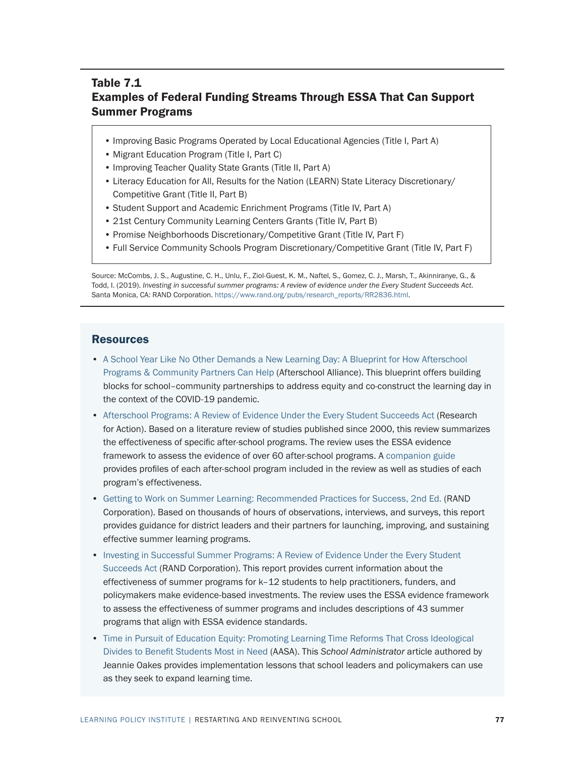### Table 7.1
### Examples of Federal Funding Streams Through ESSA That Can Support Summer Programs

- Improving Basic Programs Operated by Local Educational Agencies (Title I, Part A)
- Migrant Education Program (Title I, Part C)
- Improving Teacher Quality State Grants (Title II, Part A)
- Literacy Education for All, Results for the Nation (LEARN) State Literacy Discretionary/Competitive Grant (Title II, Part B)
- Student Support and Academic Enrichment Programs (Title IV, Part A)
- 21st Century Community Learning Centers Grants (Title IV, Part B)
- Promise Neighborhoods Discretionary/Competitive Grant (Title IV, Part F)
- Full Service Community Schools Program Discretionary/Competitive Grant (Title IV, Part F)

Source: McCombs, J. S., Augustine, C. H., Unlu, F., Ziol-Guest, K. M., Naftel, S., Gomez, C. J., Marsh, T., Akinniranye, G., & Todd, I. (2019). *Investing in successful summer programs: A review of evidence under the Every Student Succeeds Act*. Santa Monica, CA: RAND Corporation. https://www.rand.org/pubs/research_reports/RR2836.html.

## Resources

- A School Year Like No Other Demands a New Learning Day: A Blueprint for How Afterschool Programs & Community Partners Can Help (Afterschool Alliance). This blueprint offers building blocks for school–community partnerships to address equity and co-construct the learning day in the context of the COVID-19 pandemic.
- Afterschool Programs: A Review of Evidence Under the Every Student Succeeds Act (Research for Action). Based on a literature review of studies published since 2000, this review summarizes the effectiveness of specific after-school programs. The review uses the ESSA evidence framework to assess the evidence of over 60 after-school programs. A companion guide provides profiles of each after-school program included in the review as well as studies of each program's effectiveness.
- Getting to Work on Summer Learning: Recommended Practices for Success, 2nd Ed. (RAND Corporation). Based on thousands of hours of observations, interviews, and surveys, this report provides guidance for district leaders and their partners for launching, improving, and sustaining effective summer learning programs.
- Investing in Successful Summer Programs: A Review of Evidence Under the Every Student Succeeds Act (RAND Corporation). This report provides current information about the effectiveness of summer programs for k–12 students to help practitioners, funders, and policymakers make evidence-based investments. The review uses the ESSA evidence framework to assess the effectiveness of summer programs and includes descriptions of 43 summer programs that align with ESSA evidence standards.
- Time in Pursuit of Education Equity: Promoting Learning Time Reforms That Cross Ideological Divides to Benefit Students Most in Need (AASA). This *School Administrator* article authored by Jeannie Oakes provides implementation lessons that school leaders and policymakers can use as they seek to expand learning time.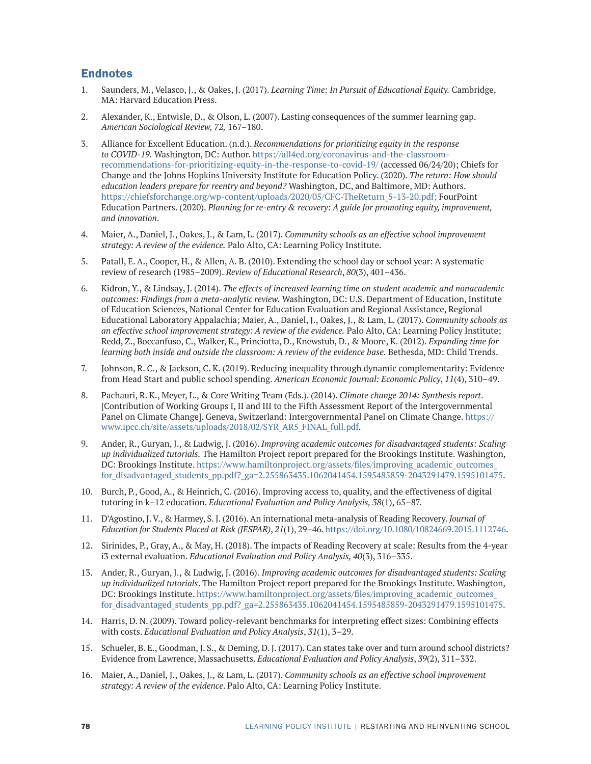## Endnotes

1. Saunders, M., Velasco, J., & Oakes, J. (2017). *Learning Time: In Pursuit of Educational Equity.* Cambridge, MA: Harvard Education Press.

2. Alexander, K., Entwisle, D., & Olson, L. (2007). Lasting consequences of the summer learning gap. *American Sociological Review, 72,* 167–180.

3. Alliance for Excellent Education. (n.d.). *Recommendations for prioritizing equity in the response to COVID-19.* Washington, DC: Author. https://all4ed.org/coronavirus-and-the-classroom-recommendations-for-prioritizing-equity-in-the-response-to-covid-19/ (accessed 06/24/20); Chiefs for Change and the Johns Hopkins University Institute for Education Policy. (2020). *The return: How should education leaders prepare for reentry and beyond?* Washington, DC, and Baltimore, MD: Authors. https://chiefsforchange.org/wp-content/uploads/2020/05/CFC-TheReturn_5-13-20.pdf; FourPoint Education Partners. (2020). *Planning for re-entry & recovery: A guide for promoting equity, improvement, and innovation*.

4. Maier, A., Daniel, J., Oakes, J., & Lam, L. (2017). *Community schools as an effective school improvement strategy: A review of the evidence.* Palo Alto, CA: Learning Policy Institute.

5. Patall, E. A., Cooper, H., & Allen, A. B. (2010). Extending the school day or school year: A systematic review of research (1985–2009). *Review of Educational Research*, *80*(3), 401–436.

6. Kidron, Y., & Lindsay, J. (2014). *The effects of increased learning time on student academic and nonacademic outcomes: Findings from a meta-analytic review.* Washington, DC: U.S. Department of Education, Institute of Education Sciences, National Center for Education Evaluation and Regional Assistance, Regional Educational Laboratory Appalachia; Maier, A., Daniel, J., Oakes, J., & Lam, L. (2017). *Community schools as an effective school improvement strategy: A review of the evidence.* Palo Alto, CA: Learning Policy Institute; Redd, Z., Boccanfuso, C., Walker, K., Princiotta, D., Knewstub, D., & Moore, K. (2012). *Expanding time for learning both inside and outside the classroom: A review of the evidence base.* Bethesda, MD: Child Trends.

7. Johnson, R. C., & Jackson, C. K. (2019). Reducing inequality through dynamic complementarity: Evidence from Head Start and public school spending. *American Economic Journal: Economic Policy*, *11*(4), 310–49.

8. Pachauri, R. K., Meyer, L., & Core Writing Team (Eds.). (2014). *Climate change 2014: Synthesis report*. [Contribution of Working Groups I, II and III to the Fifth Assessment Report of the Intergovernmental Panel on Climate Change]. Geneva, Switzerland: Intergovernmental Panel on Climate Change. https://www.ipcc.ch/site/assets/uploads/2018/02/SYR_AR5_FINAL_full.pdf.

9. Ander, R., Guryan, J., & Ludwig, J. (2016). *Improving academic outcomes for disadvantaged students: Scaling up individualized tutorials.* The Hamilton Project report prepared for the Brookings Institute. Washington, DC: Brookings Institute. https://www.hamiltonproject.org/assets/files/improving_academic_outcomes_for_disadvantaged_students_pp.pdf?_ga=2.255863435.1062041454.1595485859-2043291479.1595101475.

10. Burch, P., Good, A., & Heinrich, C. (2016). Improving access to, quality, and the effectiveness of digital tutoring in k–12 education. *Educational Evaluation and Policy Analysis, 38*(1), 65–87.

11. D'Agostino, J. V., & Harmey, S. J. (2016). An international meta-analysis of Reading Recovery. *Journal of Education for Students Placed at Risk (JESPAR)*, *21*(1), 29–46. https://doi.org/10.1080/10824669.2015.1112746.

12. Sirinides, P., Gray, A., & May, H. (2018). The impacts of Reading Recovery at scale: Results from the 4-year i3 external evaluation. *Educational Evaluation and Policy Analysis, 40*(3), 316–335.

13. Ander, R., Guryan, J., & Ludwig, J. (2016). *Improving academic outcomes for disadvantaged students: Scaling up individualized tutorials*. The Hamilton Project report prepared for the Brookings Institute. Washington, DC: Brookings Institute. https://www.hamiltonproject.org/assets/files/improving_academic_outcomes_for_disadvantaged_students_pp.pdf?_ga=2.255863435.1062041454.1595485859-2043291479.1595101475.

14. Harris, D. N. (2009). Toward policy-relevant benchmarks for interpreting effect sizes: Combining effects with costs. *Educational Evaluation and Policy Analysis*, *31*(1), 3–29.

15. Schueler, B. E., Goodman, J. S., & Deming, D. J. (2017). Can states take over and turn around school districts? Evidence from Lawrence, Massachusetts. *Educational Evaluation and Policy Analysis*, *39*(2), 311–332.

16. Maier, A., Daniel, J., Oakes, J., & Lam, L. (2017). *Community schools as an effective school improvement strategy: A review of the evidence*. Palo Alto, CA: Learning Policy Institute.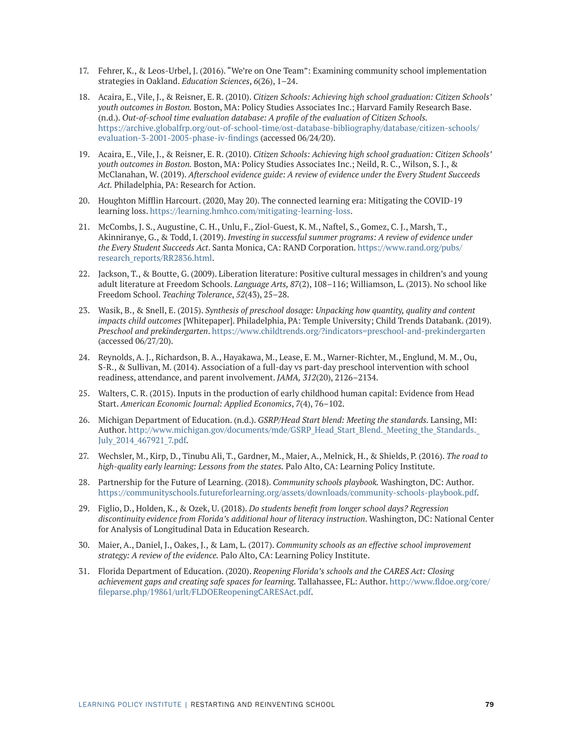17. Fehrer, K., & Leos-Urbel, J. (2016). "We're on One Team": Examining community school implementation strategies in Oakland. *Education Sciences*, *6*(26), 1–24.

18. Acaira, E., Vile, J., & Reisner, E. R. (2010). *Citizen Schools: Achieving high school graduation: Citizen Schools' youth outcomes in Boston.* Boston, MA: Policy Studies Associates Inc.; Harvard Family Research Base. (n.d.). *Out-of-school time evaluation database: A profile of the evaluation of Citizen Schools.* https://archive.globalfrp.org/out-of-school-time/ost-database-bibliography/database/citizen-schools/evaluation-3-2001-2005-phase-iv-findings (accessed 06/24/20).

19. Acaira, E., Vile, J., & Reisner, E. R. (2010). *Citizen Schools: Achieving high school graduation: Citizen Schools' youth outcomes in Boston.* Boston, MA: Policy Studies Associates Inc.; Neild, R. C., Wilson, S. J., & McClanahan, W. (2019). *Afterschool evidence guide: A review of evidence under the Every Student Succeeds Act.* Philadelphia, PA: Research for Action.

20. Houghton Mifflin Harcourt. (2020, May 20). The connected learning era: Mitigating the COVID-19 learning loss. https://learning.hmhco.com/mitigating-learning-loss.

21. McCombs, J. S., Augustine, C. H., Unlu, F., Ziol-Guest, K. M., Naftel, S., Gomez, C. J., Marsh, T., Akinniranye, G., & Todd, I. (2019). *Investing in successful summer programs: A review of evidence under the Every Student Succeeds Act*. Santa Monica, CA: RAND Corporation. https://www.rand.org/pubs/research_reports/RR2836.html.

22. Jackson, T., & Boutte, G. (2009). Liberation literature: Positive cultural messages in children's and young adult literature at Freedom Schools. *Language Arts, 87*(2), 108–116; Williamson, L. (2013). No school like Freedom School. *Teaching Tolerance*, *52*(43), 25–28.

23. Wasik, B., & Snell, E. (2015). *Synthesis of preschool dosage: Unpacking how quantity, quality and content impacts child outcomes* [Whitepaper]. Philadelphia, PA: Temple University; Child Trends Databank. (2019). *Preschool and prekindergarten*. https://www.childtrends.org/?indicators=preschool-and-prekindergarten (accessed 06/27/20).

24. Reynolds, A. J., Richardson, B. A., Hayakawa, M., Lease, E. M., Warner-Richter, M., Englund, M. M., Ou, S-R., & Sullivan, M. (2014). Association of a full-day vs part-day preschool intervention with school readiness, attendance, and parent involvement. *JAMA, 312*(20), 2126–2134.

25. Walters, C. R. (2015). Inputs in the production of early childhood human capital: Evidence from Head Start. *American Economic Journal: Applied Economics*, *7*(4), 76–102.

26. Michigan Department of Education. (n.d.). *GSRP/Head Start blend: Meeting the standards.* Lansing, MI: Author. http://www.michigan.gov/documents/mde/GSRP_Head_Start_Blend._Meeting_the_Standards._July_2014_467921_7.pdf.

27. Wechsler, M., Kirp, D., Tinubu Ali, T., Gardner, M., Maier, A., Melnick, H., & Shields, P. (2016). *The road to high-quality early learning: Lessons from the states.* Palo Alto, CA: Learning Policy Institute.

28. Partnership for the Future of Learning. (2018). *Community schools playbook.* Washington, DC: Author. https://communityschools.futureforlearning.org/assets/downloads/community-schools-playbook.pdf.

29. Figlio, D., Holden, K., & Ozek, U. (2018). *Do students benefit from longer school days? Regression discontinuity evidence from Florida's additional hour of literacy instruction*. Washington, DC: National Center for Analysis of Longitudinal Data in Education Research.

30. Maier, A., Daniel, J., Oakes, J., & Lam, L. (2017). *Community schools as an effective school improvement strategy: A review of the evidence.* Palo Alto, CA: Learning Policy Institute.

31. Florida Department of Education. (2020). *Reopening Florida's schools and the CARES Act: Closing achievement gaps and creating safe spaces for learning.* Tallahassee, FL: Author. http://www.fldoe.org/core/fileparse.php/19861/urlt/FLDOEReopeningCARESAct.pdf.